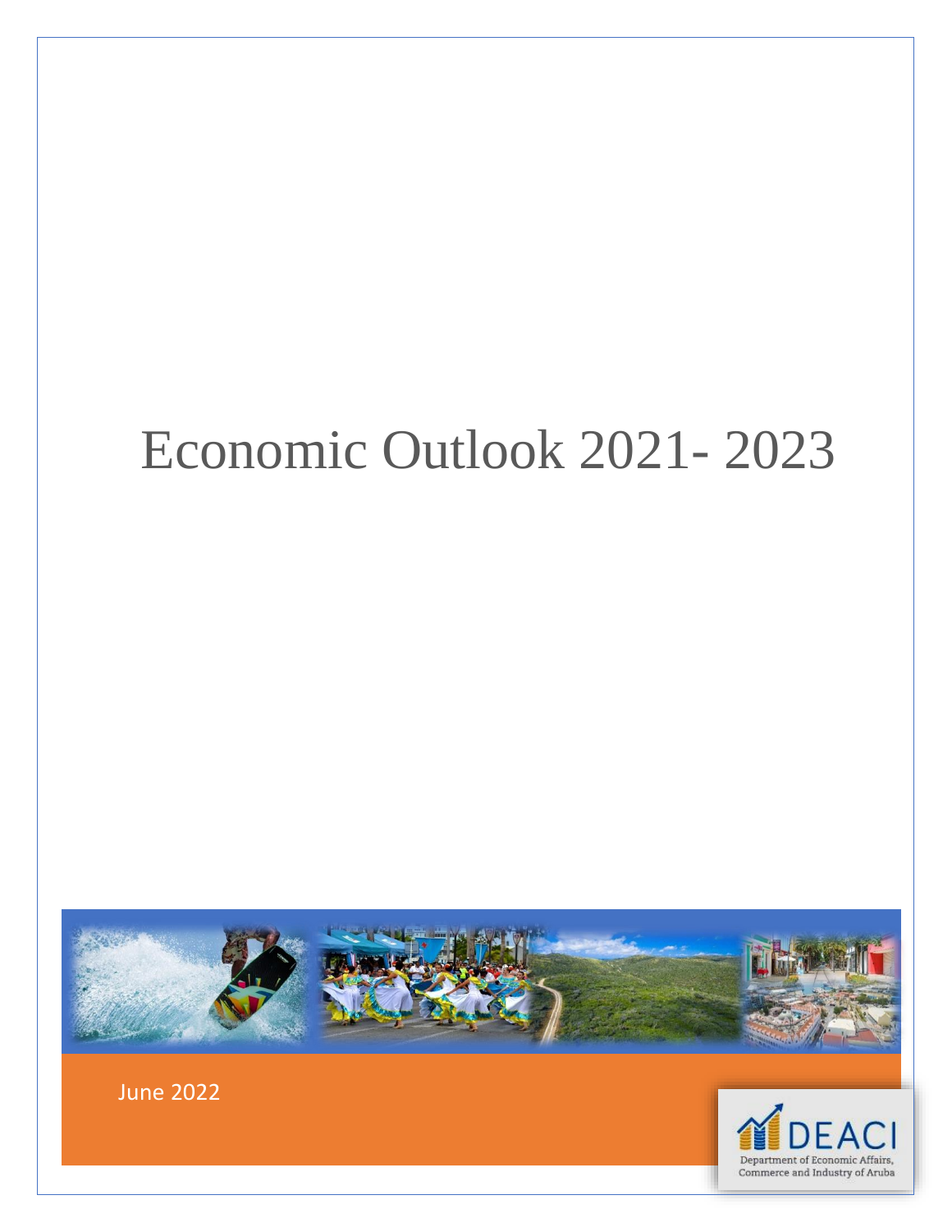# Economic Outlook 2021- 2023

June 2022

DEACI

Department of Economic Affairs, Commerce and Industry of Aruba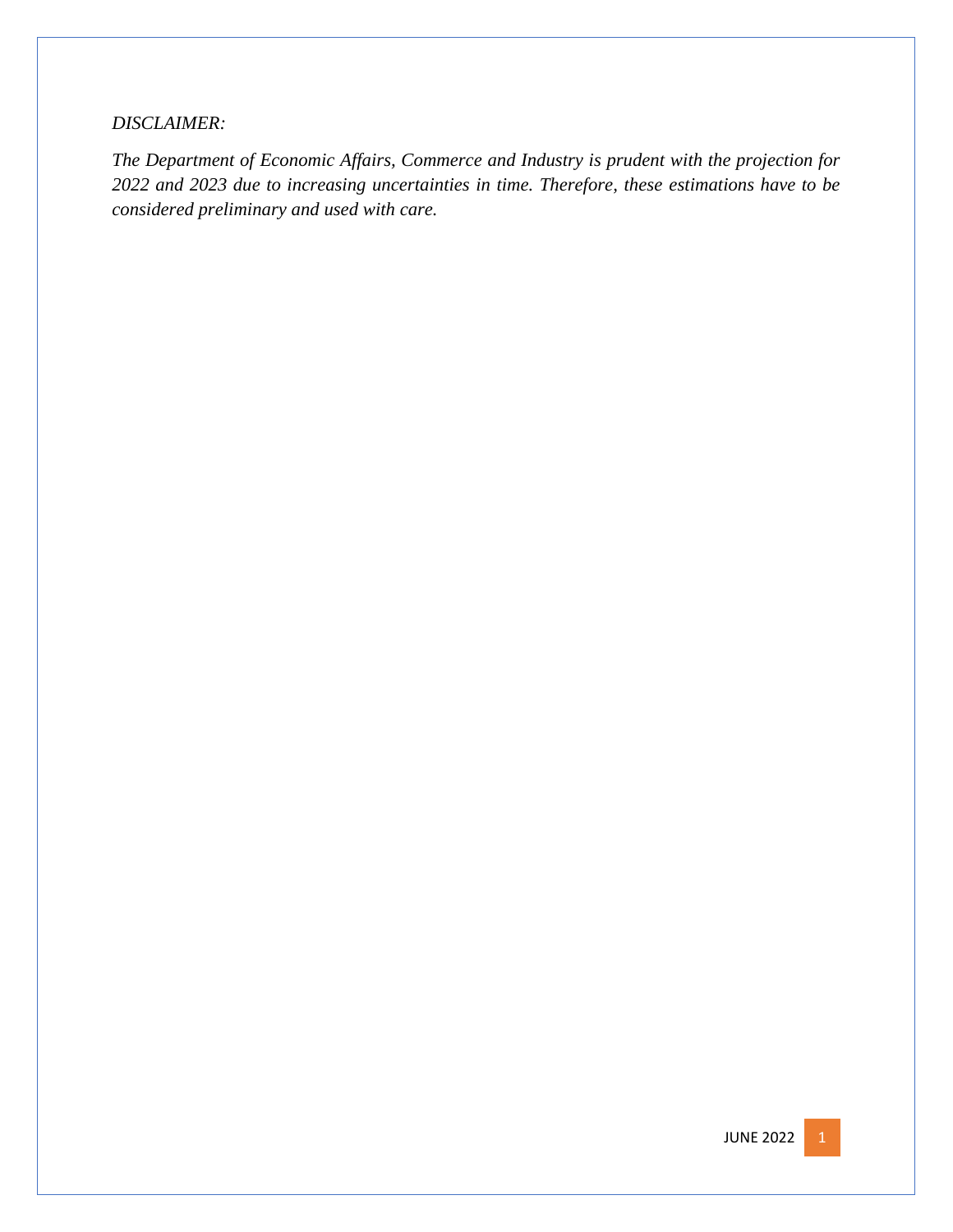*DISCLAIMER:*

*The Department of Economic Affairs, Commerce and Industry is prudent with the projection for 2022 and 2023 due to increasing uncertainties in time. Therefore, these estimations have to be considered preliminary and used with care.*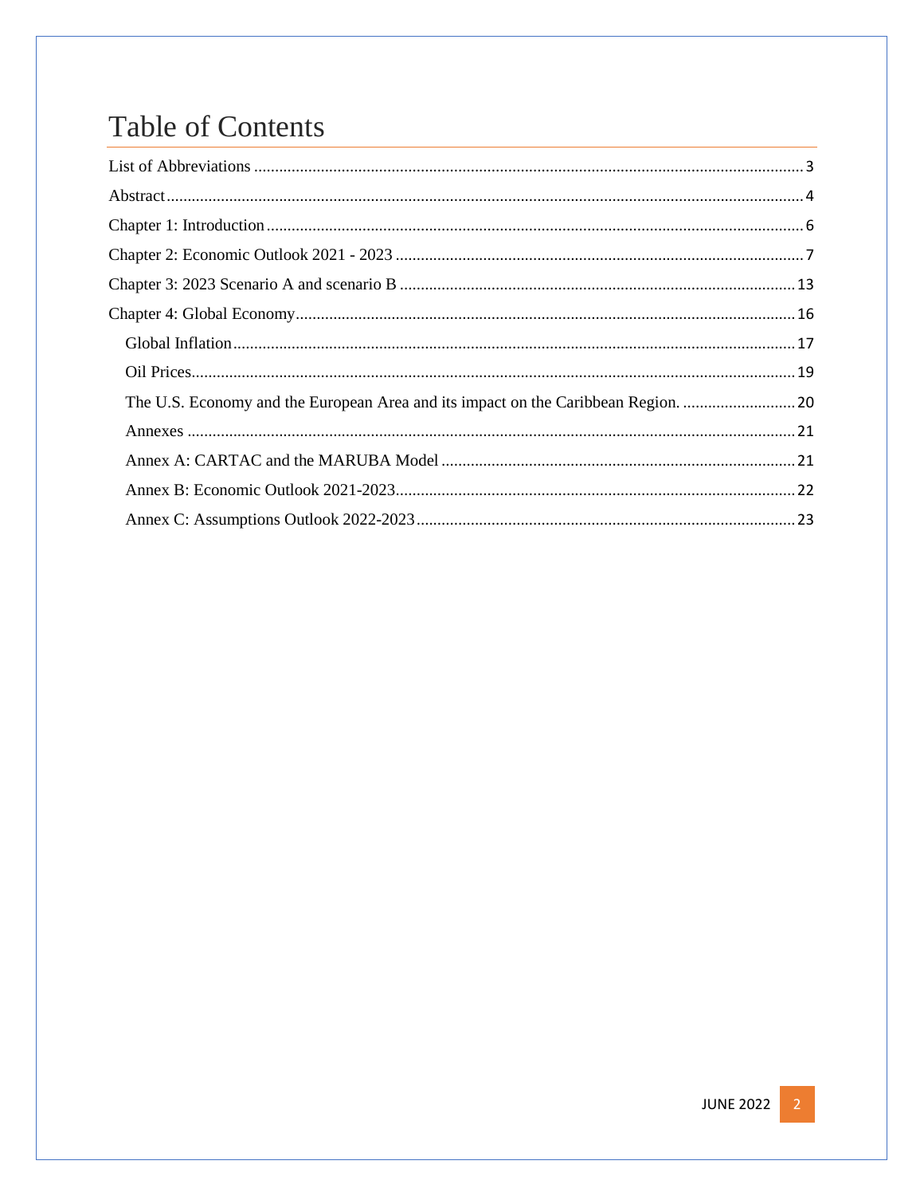# Table of Contents

List of Abbreviations ........................................................................................................................ 3

Abstract .............................................................................................................................................. 4

Chapter 1: Introduction ..................................................................................................................... 6

Chapter 2: Economic Outlook 2021 - 2023 ...................................................................................... 7

Chapter 3: 2023 Scenario A and scenario B ................................................................................... 13

Chapter 4: Global Economy ............................................................................................................ 16

- Global Inflation ............................................................................................................................ 17
- Oil Prices ...................................................................................................................................... 19
- The U.S. Economy and the European Area and its impact on the Caribbean Region. ........................... 20
- Annexes ........................................................................................................................................ 21
- Annex A: CARTAC and the MARUBA Model ................................................................................ 21
- Annex B: Economic Outlook 2021-2023 ........................................................................................ 22
- Annex C: Assumptions Outlook 2022-2023 .................................................................................... 23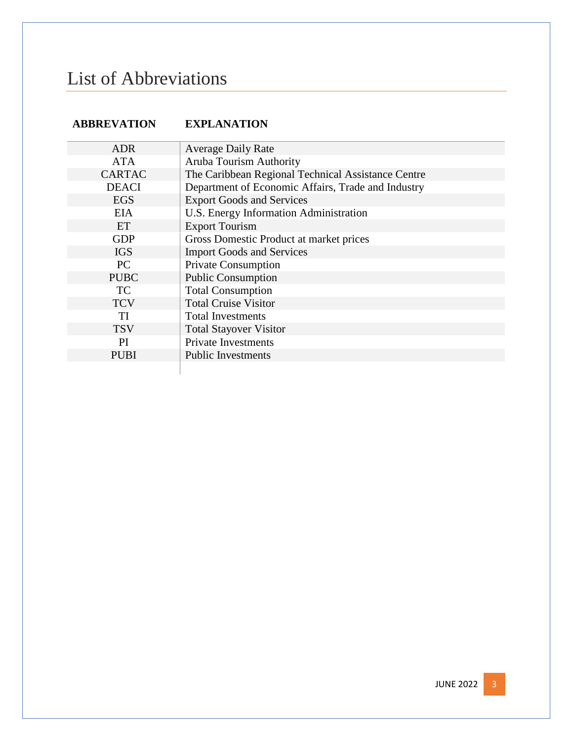# List of Abbreviations

| ABBREVATION | EXPLANATION |
|---|---|
| ADR | Average Daily Rate |
| ATA | Aruba Tourism Authority |
| CARTAC | The Caribbean Regional Technical Assistance Centre |
| DEACI | Department of Economic Affairs, Trade and Industry |
| EGS | Export Goods and Services |
| EIA | U.S. Energy Information Administration |
| ET | Export Tourism |
| GDP | Gross Domestic Product at market prices |
| IGS | Import Goods and Services |
| PC | Private Consumption |
| PUBC | Public Consumption |
| TC | Total Consumption |
| TCV | Total Cruise Visitor |
| TI | Total Investments |
| TSV | Total Stayover Visitor |
| PI | Private Investments |
| PUBI | Public Investments |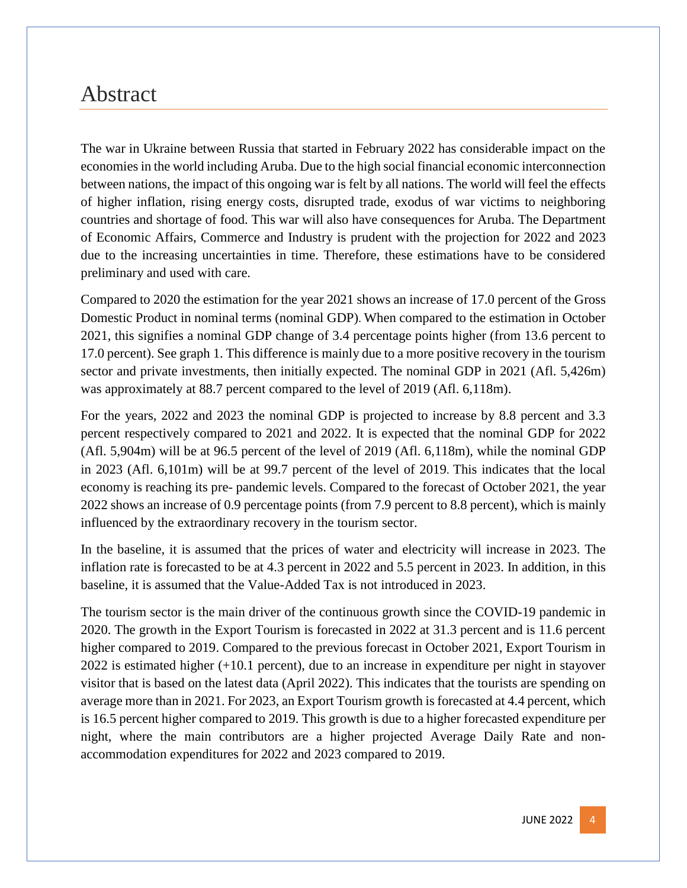# Abstract

The war in Ukraine between Russia that started in February 2022 has considerable impact on the economies in the world including Aruba. Due to the high social financial economic interconnection between nations, the impact of this ongoing war is felt by all nations. The world will feel the effects of higher inflation, rising energy costs, disrupted trade, exodus of war victims to neighboring countries and shortage of food. This war will also have consequences for Aruba. The Department of Economic Affairs, Commerce and Industry is prudent with the projection for 2022 and 2023 due to the increasing uncertainties in time. Therefore, these estimations have to be considered preliminary and used with care.

Compared to 2020 the estimation for the year 2021 shows an increase of 17.0 percent of the Gross Domestic Product in nominal terms (nominal GDP). When compared to the estimation in October 2021, this signifies a nominal GDP change of 3.4 percentage points higher (from 13.6 percent to 17.0 percent). See graph 1. This difference is mainly due to a more positive recovery in the tourism sector and private investments, then initially expected. The nominal GDP in 2021 (Afl. 5,426m) was approximately at 88.7 percent compared to the level of 2019 (Afl. 6,118m).

For the years, 2022 and 2023 the nominal GDP is projected to increase by 8.8 percent and 3.3 percent respectively compared to 2021 and 2022. It is expected that the nominal GDP for 2022 (Afl. 5,904m) will be at 96.5 percent of the level of 2019 (Afl. 6,118m), while the nominal GDP in 2023 (Afl. 6,101m) will be at 99.7 percent of the level of 2019. This indicates that the local economy is reaching its pre- pandemic levels. Compared to the forecast of October 2021, the year 2022 shows an increase of 0.9 percentage points (from 7.9 percent to 8.8 percent), which is mainly influenced by the extraordinary recovery in the tourism sector.

In the baseline, it is assumed that the prices of water and electricity will increase in 2023. The inflation rate is forecasted to be at 4.3 percent in 2022 and 5.5 percent in 2023. In addition, in this baseline, it is assumed that the Value-Added Tax is not introduced in 2023.

The tourism sector is the main driver of the continuous growth since the COVID-19 pandemic in 2020. The growth in the Export Tourism is forecasted in 2022 at 31.3 percent and is 11.6 percent higher compared to 2019. Compared to the previous forecast in October 2021, Export Tourism in 2022 is estimated higher (+10.1 percent), due to an increase in expenditure per night in stayover visitor that is based on the latest data (April 2022). This indicates that the tourists are spending on average more than in 2021. For 2023, an Export Tourism growth is forecasted at 4.4 percent, which is 16.5 percent higher compared to 2019. This growth is due to a higher forecasted expenditure per night, where the main contributors are a higher projected Average Daily Rate and non-accommodation expenditures for 2022 and 2023 compared to 2019.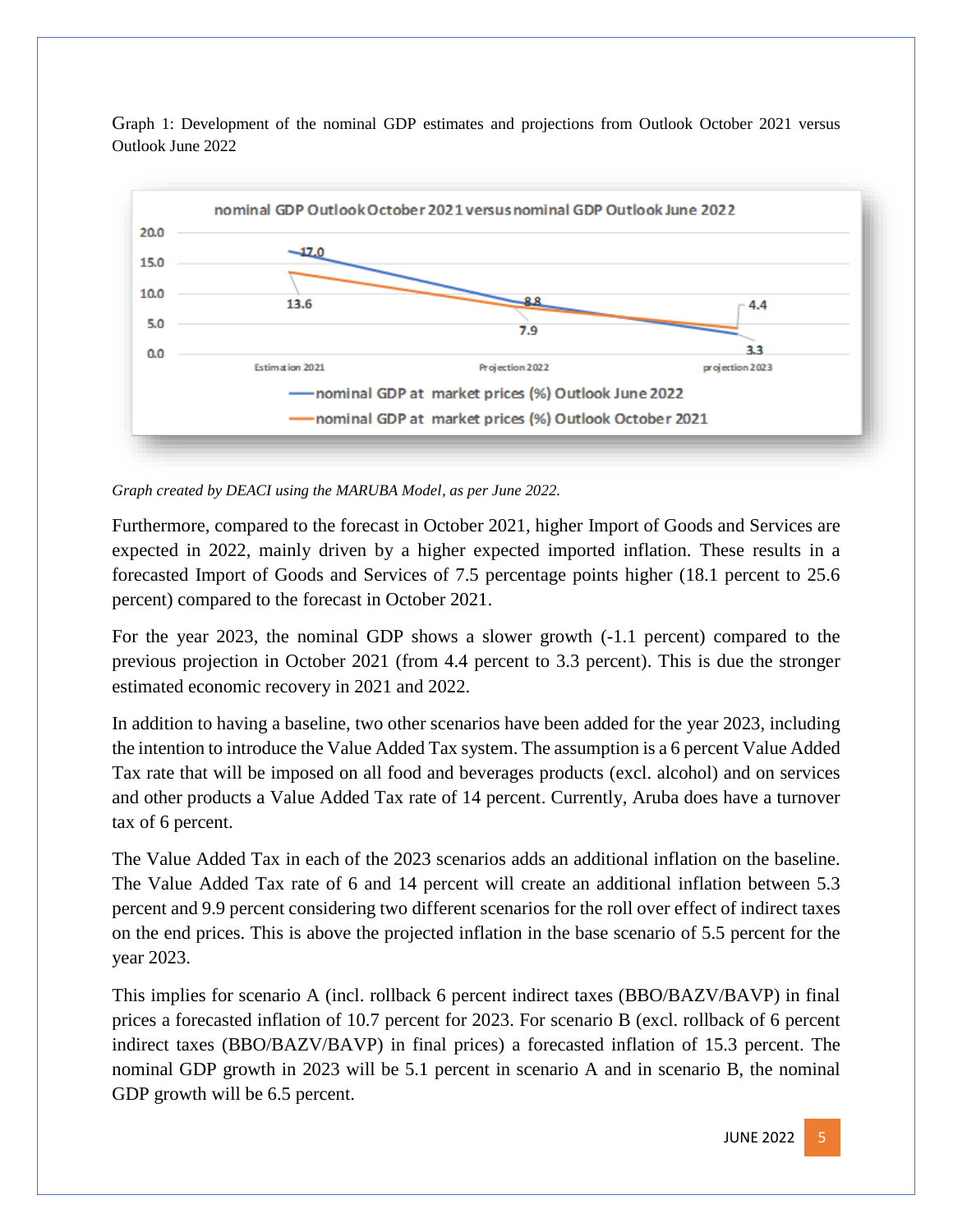Graph 1: Development of the nominal GDP estimates and projections from Outlook October 2021 versus Outlook June 2022

*Graph created by DEACI using the MARUBA Model, as per June 2022.*

Furthermore, compared to the forecast in October 2021, higher Import of Goods and Services are expected in 2022, mainly driven by a higher expected imported inflation. These results in a forecasted Import of Goods and Services of 7.5 percentage points higher (18.1 percent to 25.6 percent) compared to the forecast in October 2021.

For the year 2023, the nominal GDP shows a slower growth (-1.1 percent) compared to the previous projection in October 2021 (from 4.4 percent to 3.3 percent). This is due the stronger estimated economic recovery in 2021 and 2022.

In addition to having a baseline, two other scenarios have been added for the year 2023, including the intention to introduce the Value Added Tax system. The assumption is a 6 percent Value Added Tax rate that will be imposed on all food and beverages products (excl. alcohol) and on services and other products a Value Added Tax rate of 14 percent. Currently, Aruba does have a turnover tax of 6 percent.

The Value Added Tax in each of the 2023 scenarios adds an additional inflation on the baseline. The Value Added Tax rate of 6 and 14 percent will create an additional inflation between 5.3 percent and 9.9 percent considering two different scenarios for the roll over effect of indirect taxes on the end prices. This is above the projected inflation in the base scenario of 5.5 percent for the year 2023.

This implies for scenario A (incl. rollback 6 percent indirect taxes (BBO/BAZV/BAVP) in final prices a forecasted inflation of 10.7 percent for 2023. For scenario B (excl. rollback of 6 percent indirect taxes (BBO/BAZV/BAVP) in final prices) a forecasted inflation of 15.3 percent. The nominal GDP growth in 2023 will be 5.1 percent in scenario A and in scenario B, the nominal GDP growth will be 6.5 percent.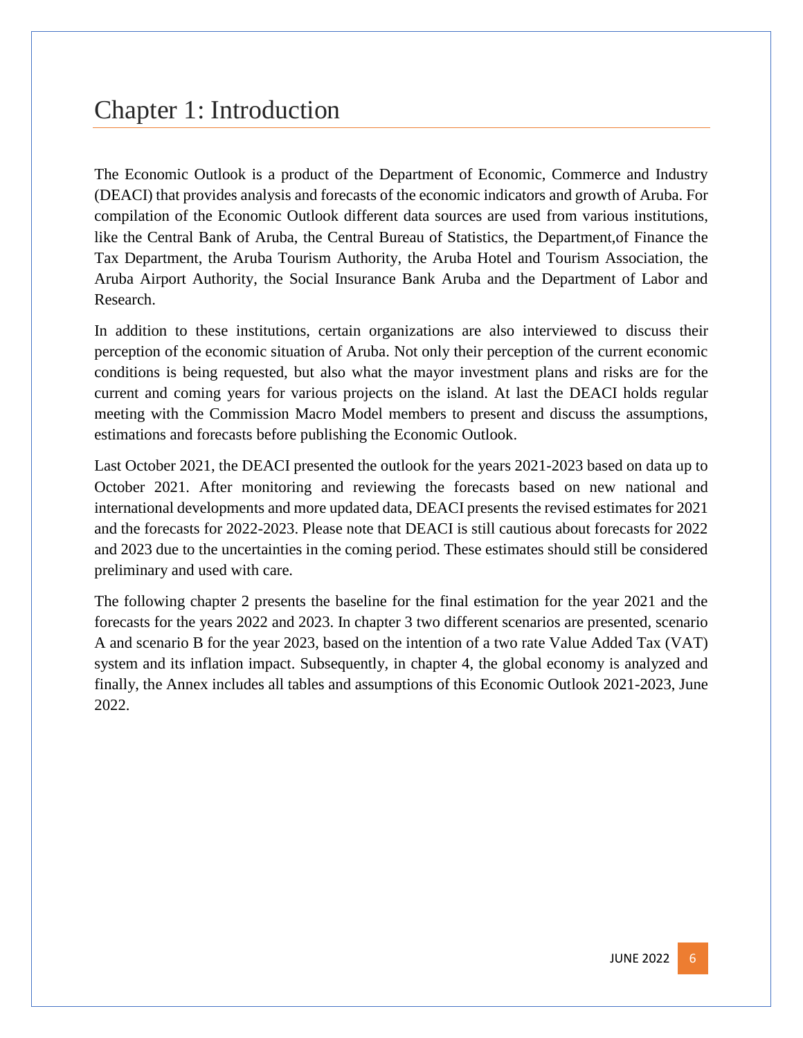# Chapter 1: Introduction

The Economic Outlook is a product of the Department of Economic, Commerce and Industry (DEACI) that provides analysis and forecasts of the economic indicators and growth of Aruba. For compilation of the Economic Outlook different data sources are used from various institutions, like the Central Bank of Aruba, the Central Bureau of Statistics, the Department,of Finance the Tax Department, the Aruba Tourism Authority, the Aruba Hotel and Tourism Association, the Aruba Airport Authority, the Social Insurance Bank Aruba and the Department of Labor and Research.

In addition to these institutions, certain organizations are also interviewed to discuss their perception of the economic situation of Aruba. Not only their perception of the current economic conditions is being requested, but also what the mayor investment plans and risks are for the current and coming years for various projects on the island. At last the DEACI holds regular meeting with the Commission Macro Model members to present and discuss the assumptions, estimations and forecasts before publishing the Economic Outlook.

Last October 2021, the DEACI presented the outlook for the years 2021-2023 based on data up to October 2021. After monitoring and reviewing the forecasts based on new national and international developments and more updated data, DEACI presents the revised estimates for 2021 and the forecasts for 2022-2023. Please note that DEACI is still cautious about forecasts for 2022 and 2023 due to the uncertainties in the coming period. These estimates should still be considered preliminary and used with care.

The following chapter 2 presents the baseline for the final estimation for the year 2021 and the forecasts for the years 2022 and 2023. In chapter 3 two different scenarios are presented, scenario A and scenario B for the year 2023, based on the intention of a two rate Value Added Tax (VAT) system and its inflation impact. Subsequently, in chapter 4, the global economy is analyzed and finally, the Annex includes all tables and assumptions of this Economic Outlook 2021-2023, June 2022.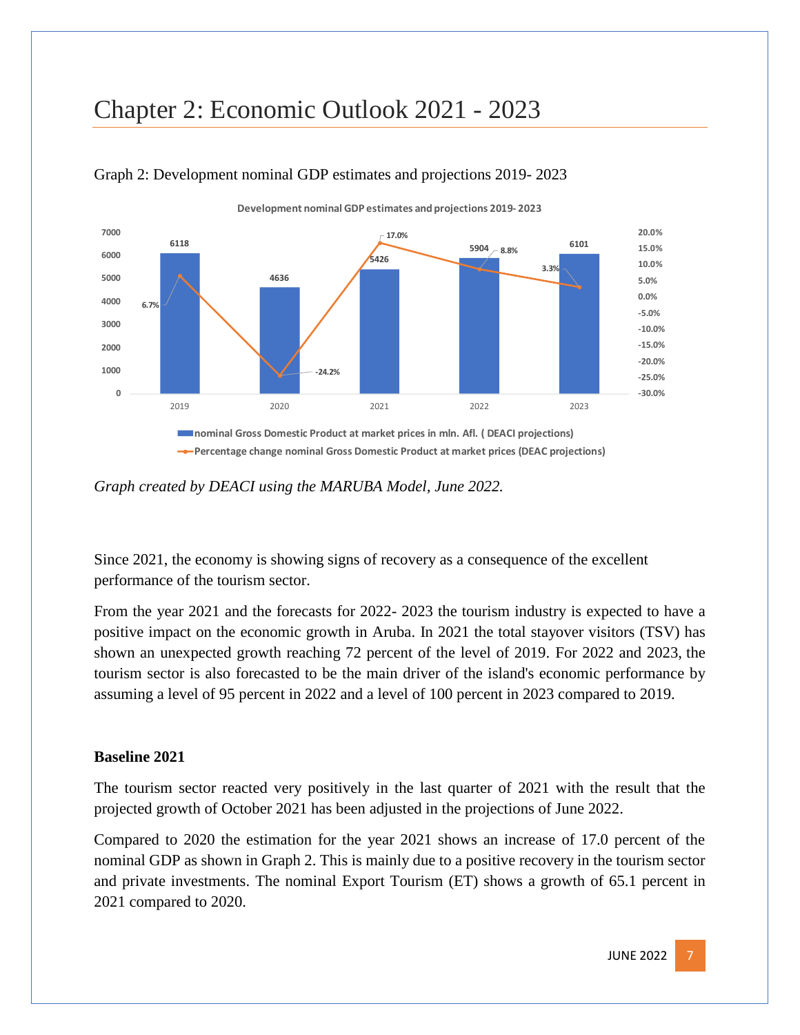# Chapter 2: Economic Outlook 2021 - 2023

Graph 2: Development nominal GDP estimates and projections 2019- 2023

| Year | nominal Gross Domestic Product at market prices in mln. Afl. ( DEACI projections) | Percentage change nominal Gross Domestic Product at market prices (DEAC projections) |
|---|---|---|
| 2019 | 6118 | 6.7% |
| 2020 | 4636 | -24.2% |
| 2021 | 5426 | 17.0% |
| 2022 | 5904 | 8.8% |
| 2023 | 6101 | 3.3% |

*Graph created by DEACI using the MARUBA Model, June 2022.*

Since 2021, the economy is showing signs of recovery as a consequence of the excellent performance of the tourism sector.

From the year 2021 and the forecasts for 2022- 2023 the tourism industry is expected to have a positive impact on the economic growth in Aruba. In 2021 the total stayover visitors (TSV) has shown an unexpected growth reaching 72 percent of the level of 2019. For 2022 and 2023, the tourism sector is also forecasted to be the main driver of the island's economic performance by assuming a level of 95 percent in 2022 and a level of 100 percent in 2023 compared to 2019.

**Baseline 2021**

The tourism sector reacted very positively in the last quarter of 2021 with the result that the projected growth of October 2021 has been adjusted in the projections of June 2022.

Compared to 2020 the estimation for the year 2021 shows an increase of 17.0 percent of the nominal GDP as shown in Graph 2. This is mainly due to a positive recovery in the tourism sector and private investments. The nominal Export Tourism (ET) shows a growth of 65.1 percent in 2021 compared to 2020.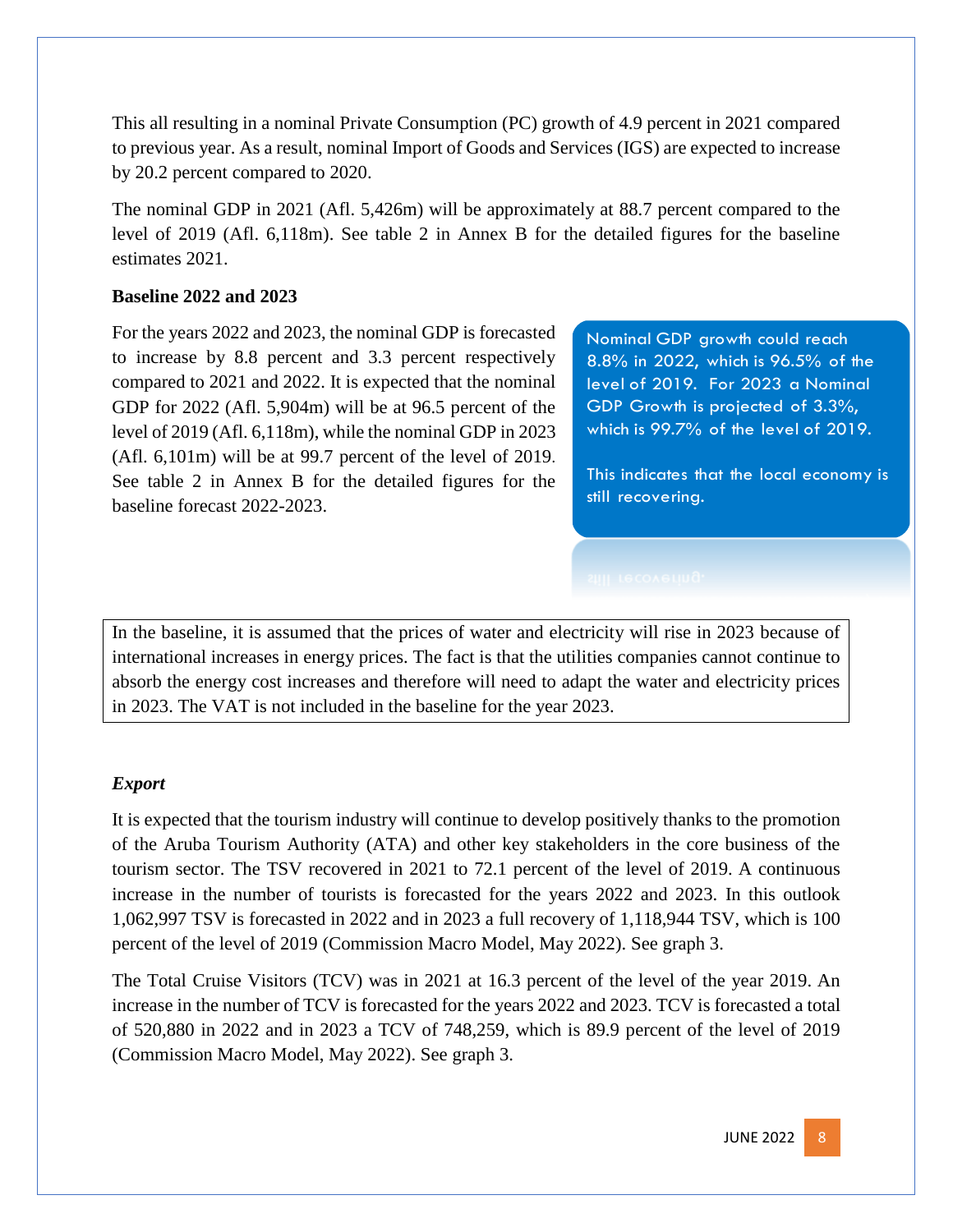This all resulting in a nominal Private Consumption (PC) growth of 4.9 percent in 2021 compared to previous year. As a result, nominal Import of Goods and Services (IGS) are expected to increase by 20.2 percent compared to 2020.

The nominal GDP in 2021 (Afl. 5,426m) will be approximately at 88.7 percent compared to the level of 2019 (Afl. 6,118m). See table 2 in Annex B for the detailed figures for the baseline estimates 2021.

**Baseline 2022 and 2023**

For the years 2022 and 2023, the nominal GDP is forecasted to increase by 8.8 percent and 3.3 percent respectively compared to 2021 and 2022. It is expected that the nominal GDP for 2022 (Afl. 5,904m) will be at 96.5 percent of the level of 2019 (Afl. 6,118m), while the nominal GDP in 2023 (Afl. 6,101m) will be at 99.7 percent of the level of 2019. See table 2 in Annex B for the detailed figures for the baseline forecast 2022-2023.

> Nominal GDP growth could reach 8.8% in 2022, which is 96.5% of the level of 2019. For 2023 a Nominal GDP Growth is projected of 3.3%, which is 99.7% of the level of 2019.
>
> This indicates that the local economy is still recovering.

In the baseline, it is assumed that the prices of water and electricity will rise in 2023 because of international increases in energy prices. The fact is that the utilities companies cannot continue to absorb the energy cost increases and therefore will need to adapt the water and electricity prices in 2023. The VAT is not included in the baseline for the year 2023.

***Export***

It is expected that the tourism industry will continue to develop positively thanks to the promotion of the Aruba Tourism Authority (ATA) and other key stakeholders in the core business of the tourism sector. The TSV recovered in 2021 to 72.1 percent of the level of 2019. A continuous increase in the number of tourists is forecasted for the years 2022 and 2023. In this outlook 1,062,997 TSV is forecasted in 2022 and in 2023 a full recovery of 1,118,944 TSV, which is 100 percent of the level of 2019 (Commission Macro Model, May 2022). See graph 3.

The Total Cruise Visitors (TCV) was in 2021 at 16.3 percent of the level of the year 2019. An increase in the number of TCV is forecasted for the years 2022 and 2023. TCV is forecasted a total of 520,880 in 2022 and in 2023 a TCV of 748,259, which is 89.9 percent of the level of 2019 (Commission Macro Model, May 2022). See graph 3.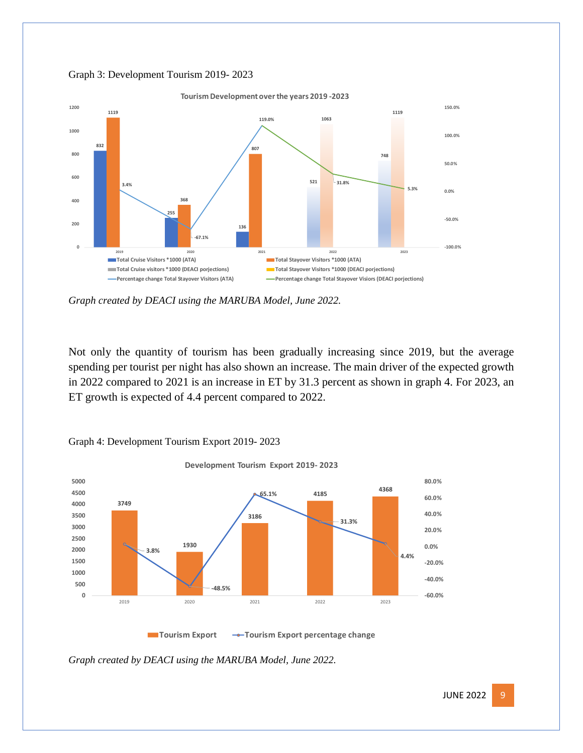Graph 3: Development Tourism 2019- 2023

*Graph created by DEACI using the MARUBA Model, June 2022.*

Not only the quantity of tourism has been gradually increasing since 2019, but the average spending per tourist per night has also shown an increase. The main driver of the expected growth in 2022 compared to 2021 is an increase in ET by 31.3 percent as shown in graph 4. For 2023, an ET growth is expected of 4.4 percent compared to 2022.

Graph 4: Development Tourism Export 2019- 2023

*Graph created by DEACI using the MARUBA Model, June 2022.*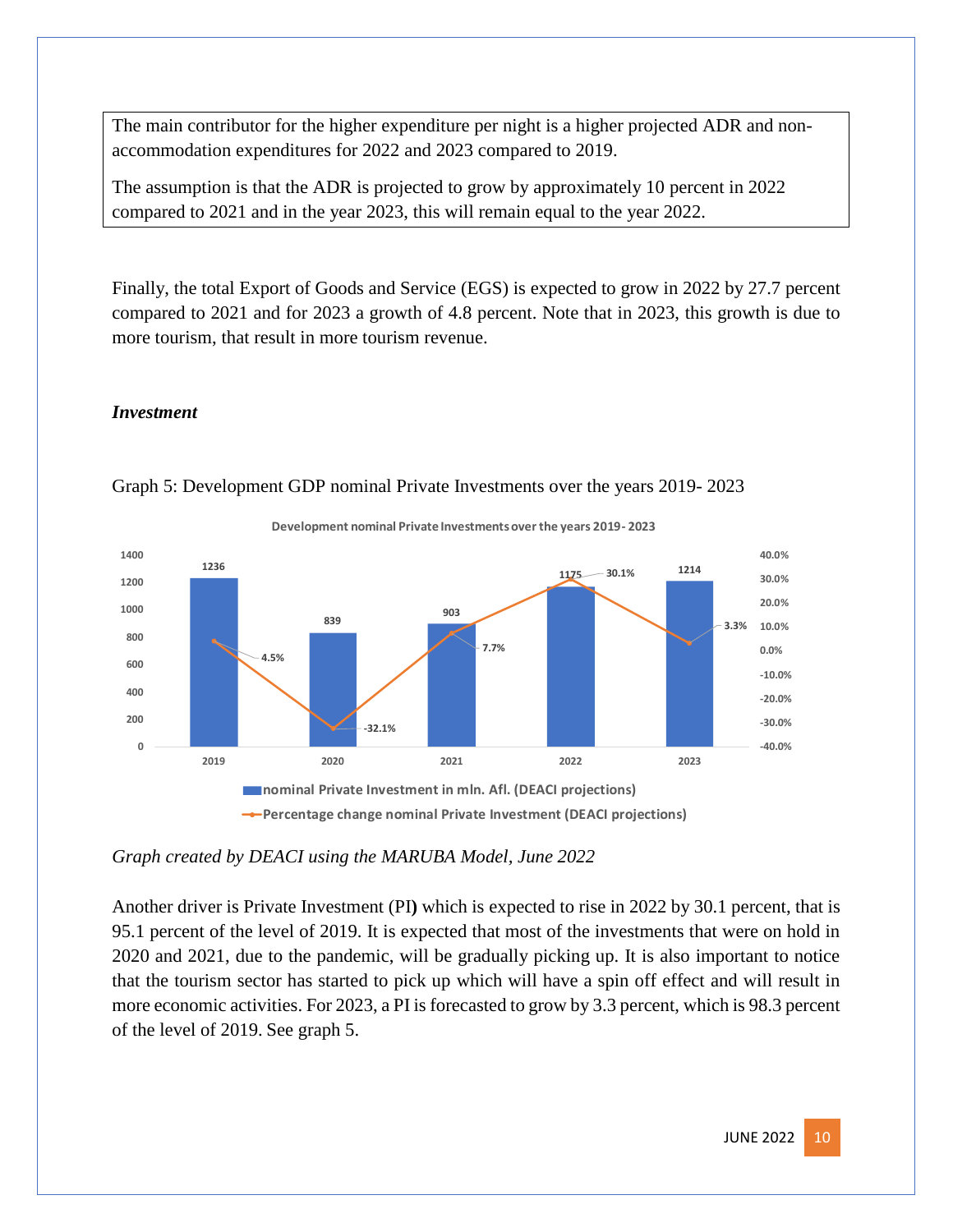The main contributor for the higher expenditure per night is a higher projected ADR and non-accommodation expenditures for 2022 and 2023 compared to 2019.

The assumption is that the ADR is projected to grow by approximately 10 percent in 2022 compared to 2021 and in the year 2023, this will remain equal to the year 2022.

Finally, the total Export of Goods and Service (EGS) is expected to grow in 2022 by 27.7 percent compared to 2021 and for 2023 a growth of 4.8 percent. Note that in 2023, this growth is due to more tourism, that result in more tourism revenue.

***Investment***

Graph 5: Development GDP nominal Private Investments over the years 2019- 2023

**Development nominal Private Investments over the years 2019- 2023**

| Year | nominal Private Investment in mln. Afl. (DEACI projections) | Percentage change nominal Private Investment (DEACI projections) |
|---|---|---|
| 2019 | 1236 | 4.5% |
| 2020 | 839 | -32.1% |
| 2021 | 903 | 7.7% |
| 2022 | 1175 | 30.1% |
| 2023 | 1214 | 3.3% |

*Graph created by DEACI using the MARUBA Model, June 2022*

Another driver is Private Investment (PI) which is expected to rise in 2022 by 30.1 percent, that is 95.1 percent of the level of 2019. It is expected that most of the investments that were on hold in 2020 and 2021, due to the pandemic, will be gradually picking up. It is also important to notice that the tourism sector has started to pick up which will have a spin off effect and will result in more economic activities. For 2023, a PI is forecasted to grow by 3.3 percent, which is 98.3 percent of the level of 2019. See graph 5.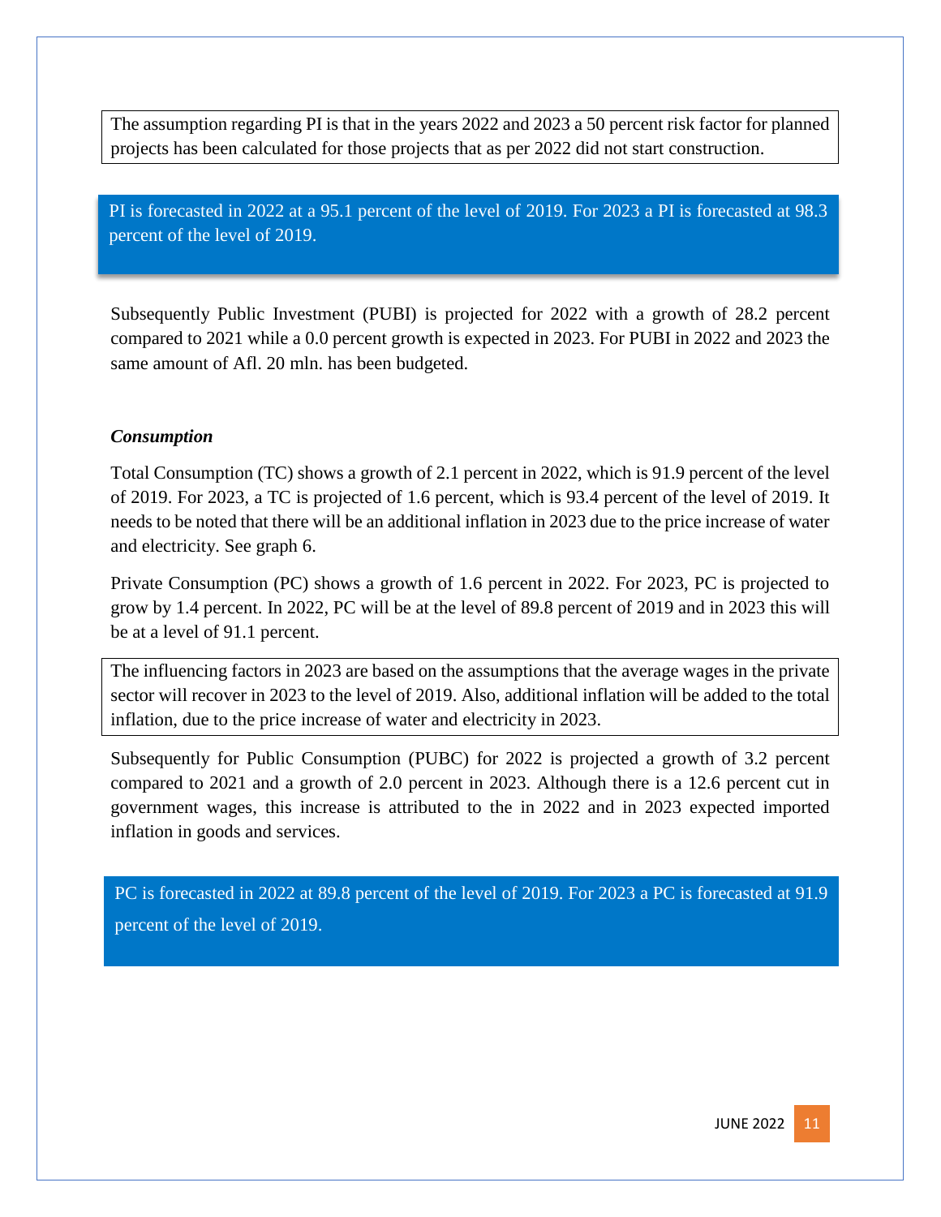The assumption regarding PI is that in the years 2022 and 2023 a 50 percent risk factor for planned projects has been calculated for those projects that as per 2022 did not start construction.

PI is forecasted in 2022 at a 95.1 percent of the level of 2019. For 2023 a PI is forecasted at 98.3 percent of the level of 2019.

Subsequently Public Investment (PUBI) is projected for 2022 with a growth of 28.2 percent compared to 2021 while a 0.0 percent growth is expected in 2023. For PUBI in 2022 and 2023 the same amount of Afl. 20 mln. has been budgeted.

***Consumption***

Total Consumption (TC) shows a growth of 2.1 percent in 2022, which is 91.9 percent of the level of 2019. For 2023, a TC is projected of 1.6 percent, which is 93.4 percent of the level of 2019. It needs to be noted that there will be an additional inflation in 2023 due to the price increase of water and electricity. See graph 6.

Private Consumption (PC) shows a growth of 1.6 percent in 2022. For 2023, PC is projected to grow by 1.4 percent. In 2022, PC will be at the level of 89.8 percent of 2019 and in 2023 this will be at a level of 91.1 percent.

The influencing factors in 2023 are based on the assumptions that the average wages in the private sector will recover in 2023 to the level of 2019. Also, additional inflation will be added to the total inflation, due to the price increase of water and electricity in 2023.

Subsequently for Public Consumption (PUBC) for 2022 is projected a growth of 3.2 percent compared to 2021 and a growth of 2.0 percent in 2023. Although there is a 12.6 percent cut in government wages, this increase is attributed to the in 2022 and in 2023 expected imported inflation in goods and services.

PC is forecasted in 2022 at 89.8 percent of the level of 2019. For 2023 a PC is forecasted at 91.9 percent of the level of 2019.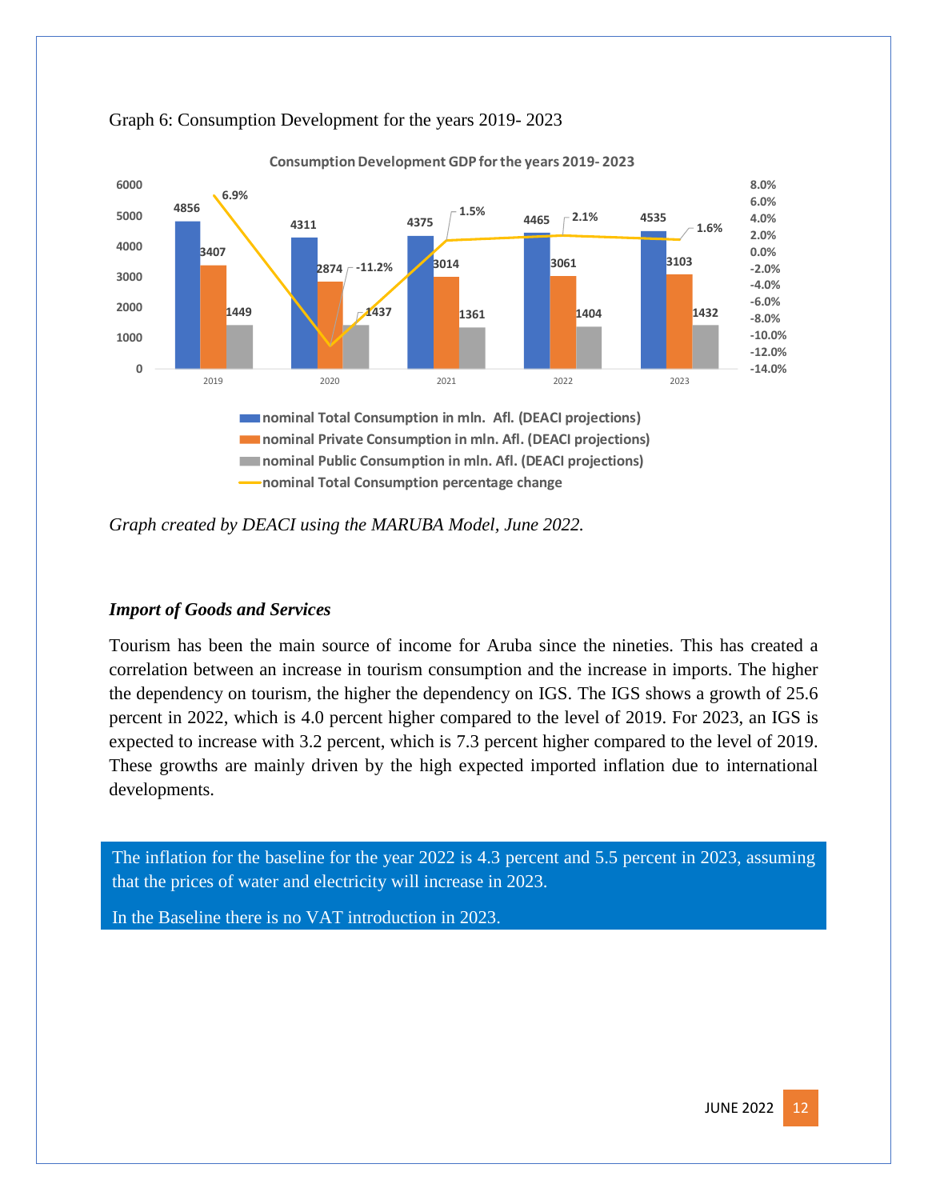Graph 6: Consumption Development for the years 2019- 2023

**Consumption Development GDP for the years 2019- 2023**

| Year | nominal Total Consumption in mln. Afl. (DEACI projections) | nominal Private Consumption in mln. Afl. (DEACI projections) | nominal Public Consumption in mln. Afl. (DEACI projections) | nominal Total Consumption percentage change |
|---|---|---|---|---|
| 2019 | 4856 | 3407 | 1449 | 6.9% |
| 2020 | 4311 | 2874 | 1437 | -11.2% |
| 2021 | 4375 | 3014 | 1361 | 1.5% |
| 2022 | 4465 | 3061 | 1404 | 2.1% |
| 2023 | 4535 | 3103 | 1432 | 1.6% |

*Graph created by DEACI using the MARUBA Model, June 2022.*

### *Import of Goods and Services*

Tourism has been the main source of income for Aruba since the nineties. This has created a correlation between an increase in tourism consumption and the increase in imports. The higher the dependency on tourism, the higher the dependency on IGS. The IGS shows a growth of 25.6 percent in 2022, which is 4.0 percent higher compared to the level of 2019. For 2023, an IGS is expected to increase with 3.2 percent, which is 7.3 percent higher compared to the level of 2019. These growths are mainly driven by the high expected imported inflation due to international developments.

> The inflation for the baseline for the year 2022 is 4.3 percent and 5.5 percent in 2023, assuming that the prices of water and electricity will increase in 2023.
>
> In the Baseline there is no VAT introduction in 2023.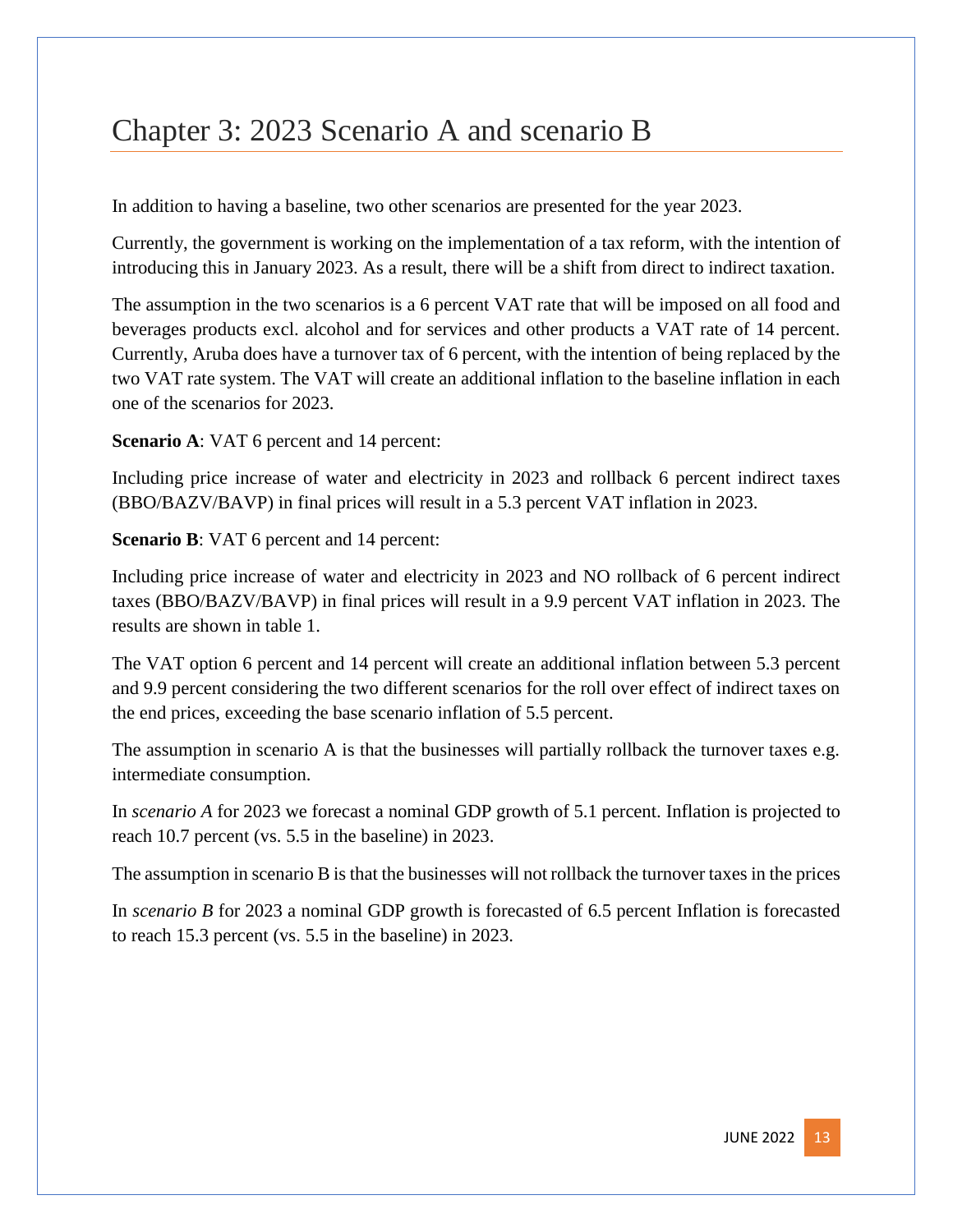# Chapter 3: 2023 Scenario A and scenario B

In addition to having a baseline, two other scenarios are presented for the year 2023.

Currently, the government is working on the implementation of a tax reform, with the intention of introducing this in January 2023. As a result, there will be a shift from direct to indirect taxation.

The assumption in the two scenarios is a 6 percent VAT rate that will be imposed on all food and beverages products excl. alcohol and for services and other products a VAT rate of 14 percent. Currently, Aruba does have a turnover tax of 6 percent, with the intention of being replaced by the two VAT rate system. The VAT will create an additional inflation to the baseline inflation in each one of the scenarios for 2023.

**Scenario A**: VAT 6 percent and 14 percent:

Including price increase of water and electricity in 2023 and rollback 6 percent indirect taxes (BBO/BAZV/BAVP) in final prices will result in a 5.3 percent VAT inflation in 2023.

**Scenario B**: VAT 6 percent and 14 percent:

Including price increase of water and electricity in 2023 and NO rollback of 6 percent indirect taxes (BBO/BAZV/BAVP) in final prices will result in a 9.9 percent VAT inflation in 2023. The results are shown in table 1.

The VAT option 6 percent and 14 percent will create an additional inflation between 5.3 percent and 9.9 percent considering the two different scenarios for the roll over effect of indirect taxes on the end prices, exceeding the base scenario inflation of 5.5 percent.

The assumption in scenario A is that the businesses will partially rollback the turnover taxes e.g. intermediate consumption.

In *scenario A* for 2023 we forecast a nominal GDP growth of 5.1 percent. Inflation is projected to reach 10.7 percent (vs. 5.5 in the baseline) in 2023.

The assumption in scenario B is that the businesses will not rollback the turnover taxes in the prices

In *scenario B* for 2023 a nominal GDP growth is forecasted of 6.5 percent Inflation is forecasted to reach 15.3 percent (vs. 5.5 in the baseline) in 2023.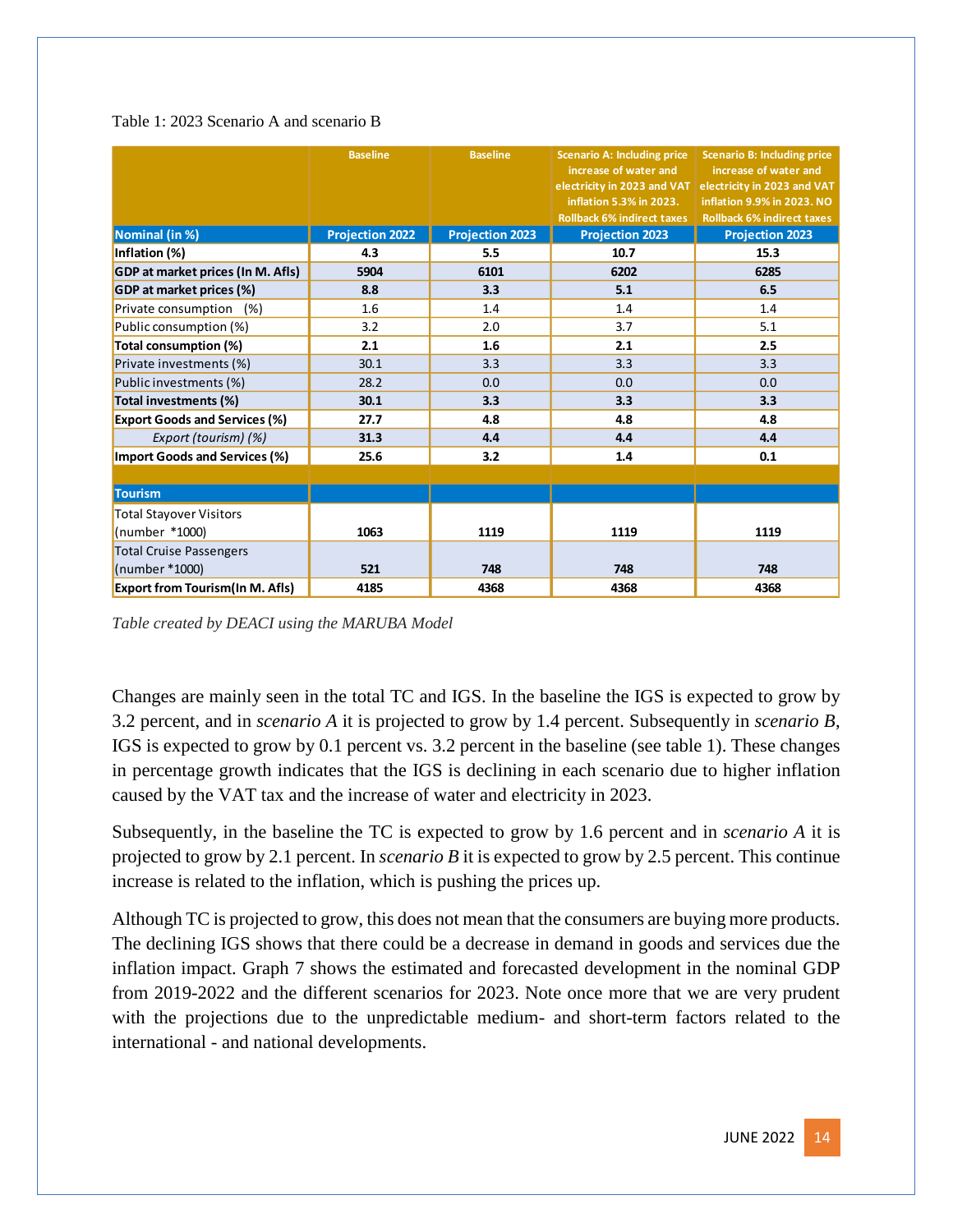Table 1: 2023 Scenario A and scenario B

| | Baseline | Baseline | Scenario A: Including price increase of water and electricity in 2023 and VAT inflation 5.3% in 2023. Rollback 6% indirect taxes | Scenario B: Including price increase of water and electricity in 2023 and VAT inflation 9.9% in 2023. NO Rollback 6% indirect taxes |
|---|---|---|---|---|
| **Nominal (in %)** | **Projection 2022** | **Projection 2023** | **Projection 2023** | **Projection 2023** |
| **Inflation (%)** | **4.3** | **5.5** | **10.7** | **15.3** |
| **GDP at market prices (In M. Afls)** | **5904** | **6101** | **6202** | **6285** |
| **GDP at market prices (%)** | **8.8** | **3.3** | **5.1** | **6.5** |
| Private consumption (%) | 1.6 | 1.4 | 1.4 | 1.4 |
| Public consumption (%) | 3.2 | 2.0 | 3.7 | 5.1 |
| **Total consumption (%)** | **2.1** | **1.6** | **2.1** | **2.5** |
| Private investments (%) | 30.1 | 3.3 | 3.3 | 3.3 |
| Public investments (%) | 28.2 | 0.0 | 0.0 | 0.0 |
| **Total investments (%)** | **30.1** | **3.3** | **3.3** | **3.3** |
| **Export Goods and Services (%)** | **27.7** | **4.8** | **4.8** | **4.8** |
| *Export (tourism) (%)* | **31.3** | **4.4** | **4.4** | **4.4** |
| **Import Goods and Services (%)** | **25.6** | **3.2** | **1.4** | **0.1** |
| | | | | |
| **Tourism** | | | | |
| Total Stayover Visitors (number *1000) | **1063** | **1119** | **1119** | **1119** |
| Total Cruise Passengers (number *1000) | **521** | **748** | **748** | **748** |
| **Export from Tourism(In M. Afls)** | **4185** | **4368** | **4368** | **4368** |

*Table created by DEACI using the MARUBA Model*

Changes are mainly seen in the total TC and IGS. In the baseline the IGS is expected to grow by 3.2 percent, and in *scenario A* it is projected to grow by 1.4 percent. Subsequently in *scenario B*, IGS is expected to grow by 0.1 percent vs. 3.2 percent in the baseline (see table 1). These changes in percentage growth indicates that the IGS is declining in each scenario due to higher inflation caused by the VAT tax and the increase of water and electricity in 2023.

Subsequently, in the baseline the TC is expected to grow by 1.6 percent and in *scenario A* it is projected to grow by 2.1 percent. In *scenario B* it is expected to grow by 2.5 percent. This continue increase is related to the inflation, which is pushing the prices up.

Although TC is projected to grow, this does not mean that the consumers are buying more products. The declining IGS shows that there could be a decrease in demand in goods and services due the inflation impact. Graph 7 shows the estimated and forecasted development in the nominal GDP from 2019-2022 and the different scenarios for 2023. Note once more that we are very prudent with the projections due to the unpredictable medium- and short-term factors related to the international - and national developments.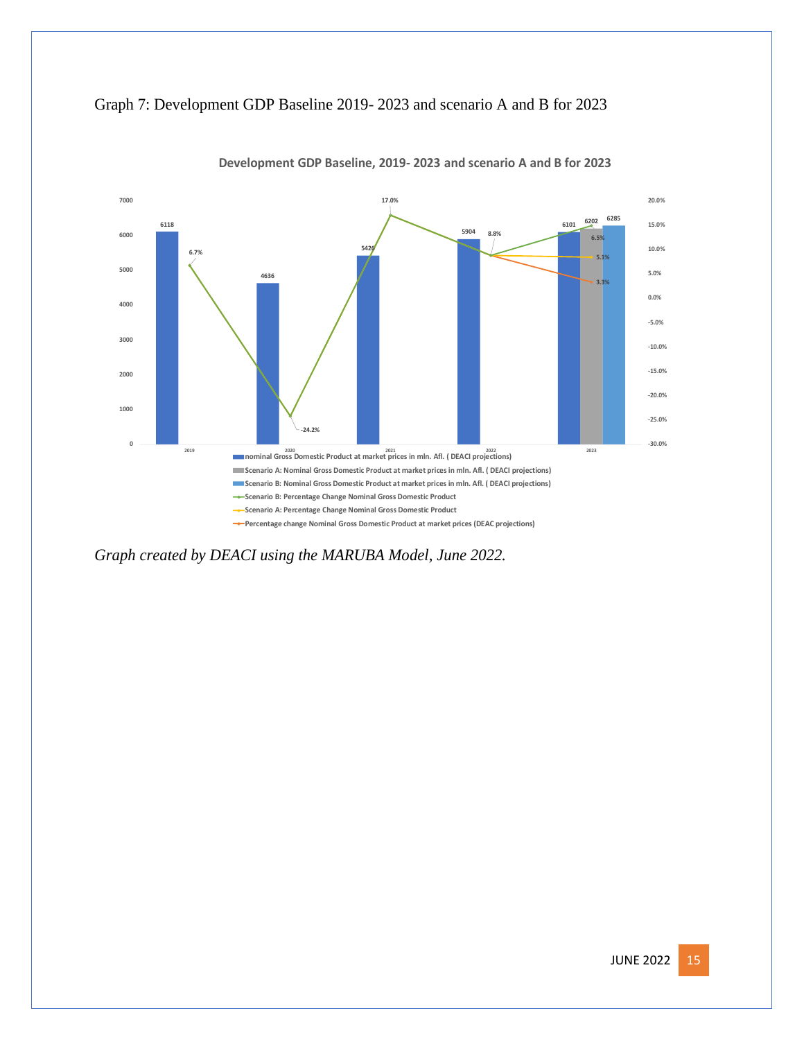Graph 7: Development GDP Baseline 2019- 2023 and scenario A and B for 2023

**Development GDP Baseline, 2019- 2023 and scenario A and B for 2023**

| Year | Nominal GDP (mln. Afl., DEACI projections) | Scenario A (mln. Afl.) | Scenario B (mln. Afl.) | Percentage change (DEAC projections) | Scenario A: Percentage change | Scenario B: Percentage change |
|---|---|---|---|---|---|---|
| 2019 | 6118 | | | 6.7% | | |
| 2020 | 4636 | | | -24.2% | | |
| 2021 | 5426 | | | 17.0% | | |
| 2022 | 5904 | | | 8.8% | | |
| 2023 | 6101 | 6202 | 6285 | 3.3% | 5.1% | 6.5% |

- nominal Gross Domestic Product at market prices in mln. Afl. ( DEACI projections)
- Scenario A: Nominal Gross Domestic Product at market prices in mln. Afl. ( DEACI projections)
- Scenario B: Nominal Gross Domestic Product at market prices in mln. Afl. ( DEACI projections)
- Scenario B: Percentage Change Nominal Gross Domestic Product
- Scenario A: Percentage Change Nominal Gross Domestic Product
- Percentage change Nominal Gross Domestic Product at market prices (DEAC projections)

*Graph created by DEACI using the MARUBA Model, June 2022.*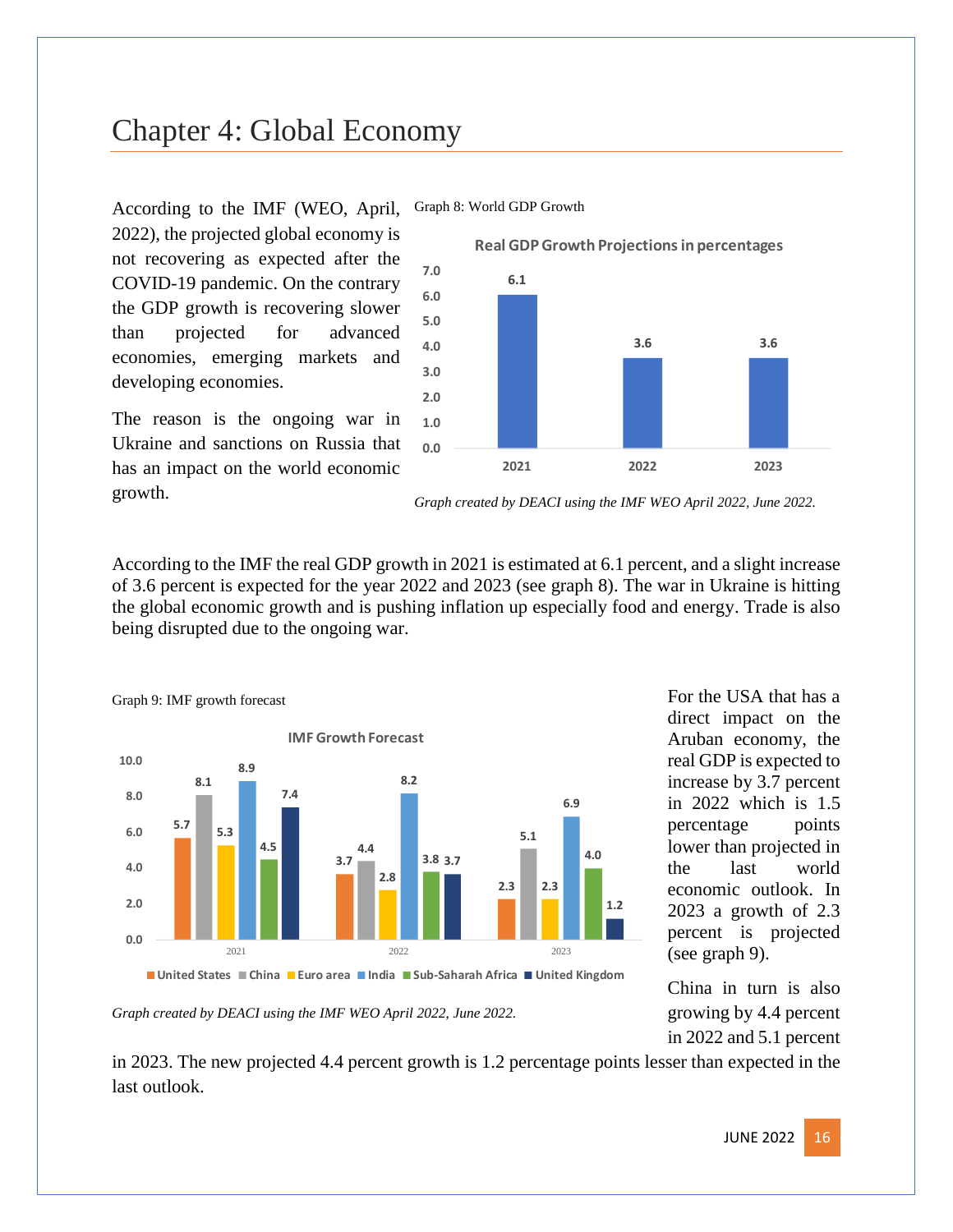# Chapter 4: Global Economy

According to the IMF (WEO, April, 2022), the projected global economy is not recovering as expected after the COVID-19 pandemic. On the contrary the GDP growth is recovering slower than projected for advanced economies, emerging markets and developing economies.

The reason is the ongoing war in Ukraine and sanctions on Russia that has an impact on the world economic growth.

Graph 8: World GDP Growth

**Real GDP Growth Projections in percentages**

| Year | Growth (%) |
|---|---|
| 2021 | 6.1 |
| 2022 | 3.6 |
| 2023 | 3.6 |

*Graph created by DEACI using the IMF WEO April 2022, June 2022.*

According to the IMF the real GDP growth in 2021 is estimated at 6.1 percent, and a slight increase of 3.6 percent is expected for the year 2022 and 2023 (see graph 8). The war in Ukraine is hitting the global economic growth and is pushing inflation up especially food and energy. Trade is also being disrupted due to the ongoing war.

Graph 9: IMF growth forecast

**IMF Growth Forecast**

| | United States | China | Euro area | India | Sub-Saharah Africa | United Kingdom |
|---|---|---|---|---|---|---|
| 2021 | 5.7 | 8.1 | 5.3 | 8.9 | 4.5 | 7.4 |
| 2022 | 3.7 | 4.4 | 2.8 | 8.2 | 3.8 | 3.7 |
| 2023 | 2.3 | 5.1 | 2.3 | 6.9 | 4.0 | 1.2 |

*Graph created by DEACI using the IMF WEO April 2022, June 2022.*

For the USA that has a direct impact on the Aruban economy, the real GDP is expected to increase by 3.7 percent in 2022 which is 1.5 percentage points lower than projected in the last world economic outlook. In 2023 a growth of 2.3 percent is projected (see graph 9).

China in turn is also growing by 4.4 percent in 2022 and 5.1 percent in 2023. The new projected 4.4 percent growth is 1.2 percentage points lesser than expected in the last outlook.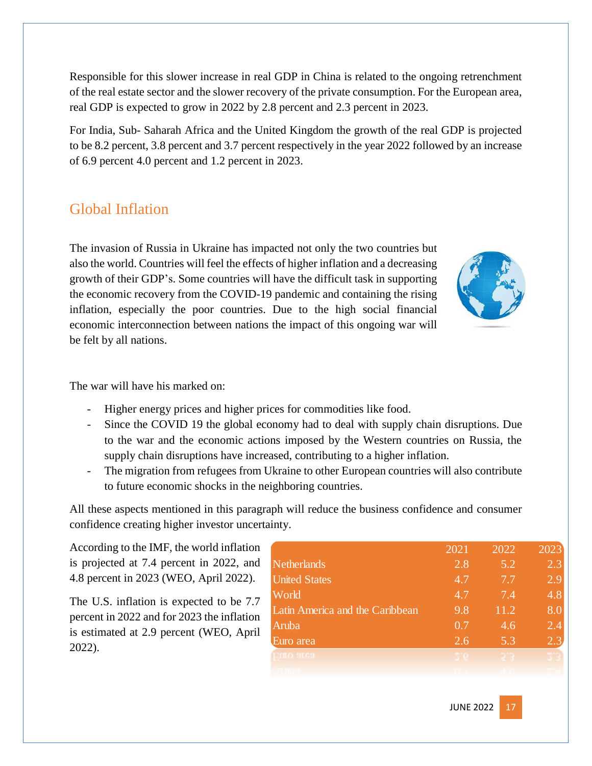Responsible for this slower increase in real GDP in China is related to the ongoing retrenchment of the real estate sector and the slower recovery of the private consumption. For the European area, real GDP is expected to grow in 2022 by 2.8 percent and 2.3 percent in 2023.

For India, Sub- Saharah Africa and the United Kingdom the growth of the real GDP is projected to be 8.2 percent, 3.8 percent and 3.7 percent respectively in the year 2022 followed by an increase of 6.9 percent 4.0 percent and 1.2 percent in 2023.

## Global Inflation

The invasion of Russia in Ukraine has impacted not only the two countries but also the world. Countries will feel the effects of higher inflation and a decreasing growth of their GDP's. Some countries will have the difficult task in supporting the economic recovery from the COVID-19 pandemic and containing the rising inflation, especially the poor countries. Due to the high social financial economic interconnection between nations the impact of this ongoing war will be felt by all nations.

The war will have his marked on:

- Higher energy prices and higher prices for commodities like food.
- Since the COVID 19 the global economy had to deal with supply chain disruptions. Due to the war and the economic actions imposed by the Western countries on Russia, the supply chain disruptions have increased, contributing to a higher inflation.
- The migration from refugees from Ukraine to other European countries will also contribute to future economic shocks in the neighboring countries.

All these aspects mentioned in this paragraph will reduce the business confidence and consumer confidence creating higher investor uncertainty.

According to the IMF, the world inflation is projected at 7.4 percent in 2022, and 4.8 percent in 2023 (WEO, April 2022).

The U.S. inflation is expected to be 7.7 percent in 2022 and for 2023 the inflation is estimated at 2.9 percent (WEO, April 2022).

| | 2021 | 2022 | 2023 |
|---|---|---|---|
| Netherlands | 2.8 | 5.2 | 2.3 |
| United States | 4.7 | 7.7 | 2.9 |
| World | 4.7 | 7.4 | 4.8 |
| Latin America and the Caribbean | 9.8 | 11.2 | 8.0 |
| Aruba | 0.7 | 4.6 | 2.4 |
| Euro area | 2.6 | 5.3 | 2.3 |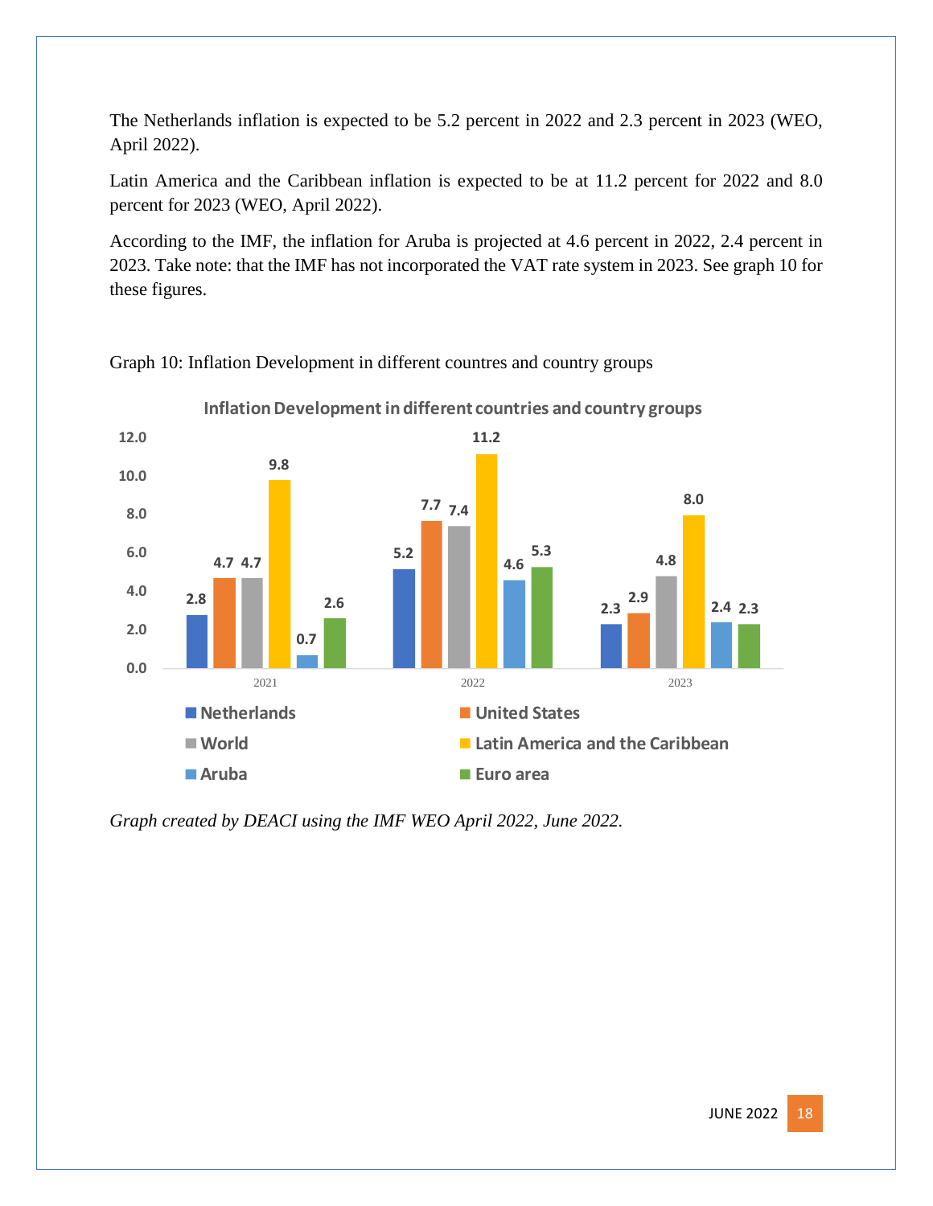The Netherlands inflation is expected to be 5.2 percent in 2022 and 2.3 percent in 2023 (WEO, April 2022).

Latin America and the Caribbean inflation is expected to be at 11.2 percent for 2022 and 8.0 percent for 2023 (WEO, April 2022).

According to the IMF, the inflation for Aruba is projected at 4.6 percent in 2022, 2.4 percent in 2023. Take note: that the IMF has not incorporated the VAT rate system in 2023. See graph 10 for these figures.

Graph 10: Inflation Development in different countres and country groups

**Inflation Development in different countries and country groups**

| | 2021 | 2022 | 2023 |
|---|---|---|---|
| Netherlands | 2.8 | 5.2 | 2.3 |
| United States | 4.7 | 7.7 | 2.9 |
| World | 4.7 | 7.4 | 4.8 |
| Latin America and the Caribbean | 9.8 | 11.2 | 8.0 |
| Aruba | 0.7 | 4.6 | 2.4 |
| Euro area | 2.6 | 5.3 | 2.3 |

*Graph created by DEACI using the IMF WEO April 2022, June 2022.*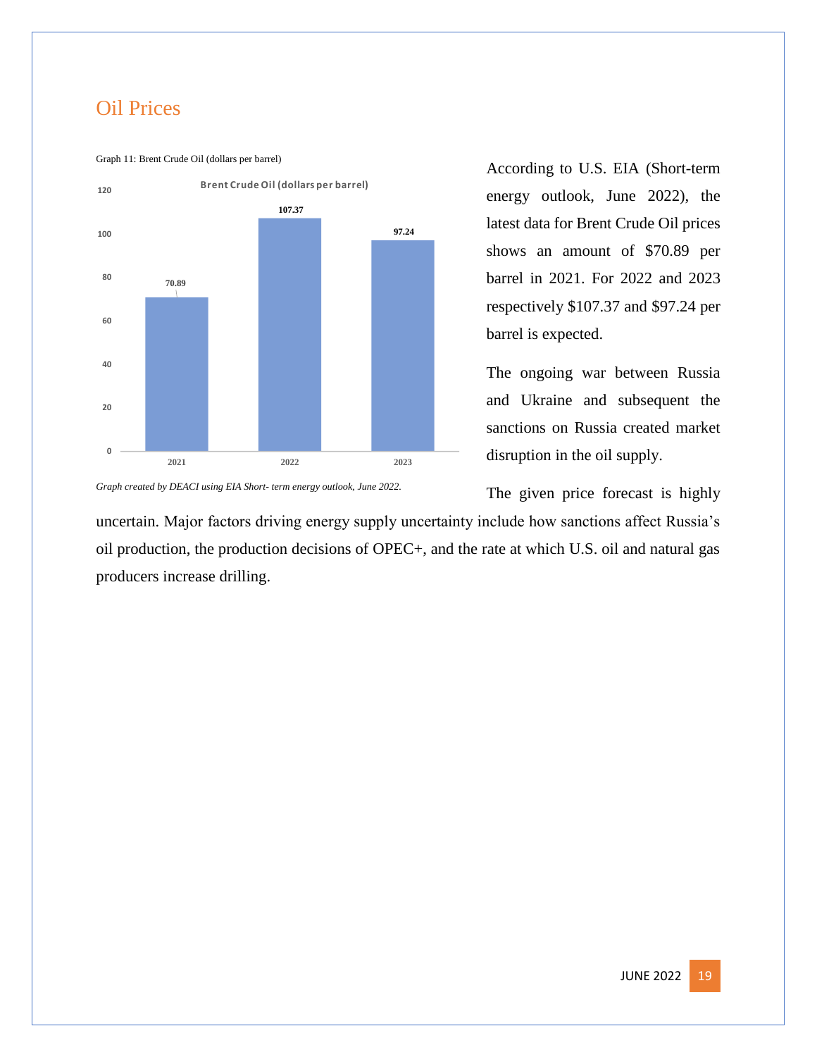## Oil Prices

Graph 11: Brent Crude Oil (dollars per barrel)

| Year | Brent Crude Oil (dollars per barrel) |
|---|---|
| 2021 | 70.89 |
| 2022 | 107.37 |
| 2023 | 97.24 |

*Graph created by DEACI using EIA Short- term energy outlook, June 2022.*

According to U.S. EIA (Short-term energy outlook, June 2022), the latest data for Brent Crude Oil prices shows an amount of $70.89 per barrel in 2021. For 2022 and 2023 respectively $107.37 and $97.24 per barrel is expected.

The ongoing war between Russia and Ukraine and subsequent the sanctions on Russia created market disruption in the oil supply.

The given price forecast is highly uncertain. Major factors driving energy supply uncertainty include how sanctions affect Russia's oil production, the production decisions of OPEC+, and the rate at which U.S. oil and natural gas producers increase drilling.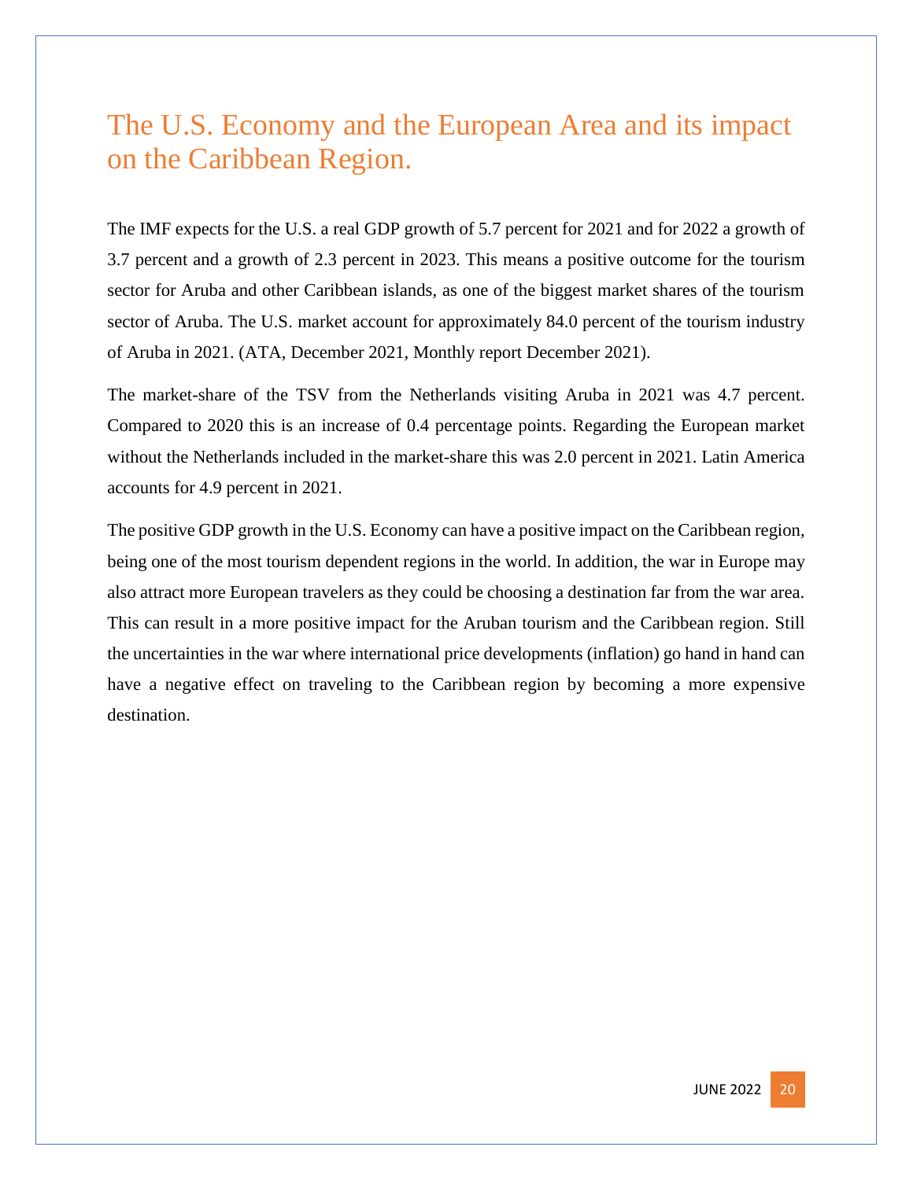# The U.S. Economy and the European Area and its impact on the Caribbean Region.

The IMF expects for the U.S. a real GDP growth of 5.7 percent for 2021 and for 2022 a growth of 3.7 percent and a growth of 2.3 percent in 2023. This means a positive outcome for the tourism sector for Aruba and other Caribbean islands, as one of the biggest market shares of the tourism sector of Aruba. The U.S. market account for approximately 84.0 percent of the tourism industry of Aruba in 2021. (ATA, December 2021, Monthly report December 2021).

The market-share of the TSV from the Netherlands visiting Aruba in 2021 was 4.7 percent. Compared to 2020 this is an increase of 0.4 percentage points. Regarding the European market without the Netherlands included in the market-share this was 2.0 percent in 2021. Latin America accounts for 4.9 percent in 2021.

The positive GDP growth in the U.S. Economy can have a positive impact on the Caribbean region, being one of the most tourism dependent regions in the world. In addition, the war in Europe may also attract more European travelers as they could be choosing a destination far from the war area. This can result in a more positive impact for the Aruban tourism and the Caribbean region. Still the uncertainties in the war where international price developments (inflation) go hand in hand can have a negative effect on traveling to the Caribbean region by becoming a more expensive destination.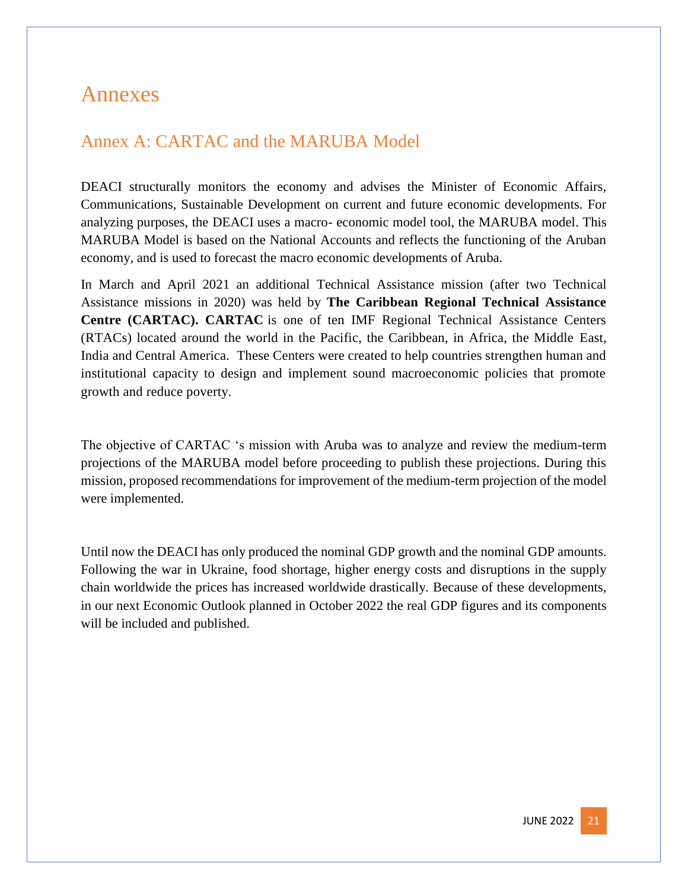# Annexes

## Annex A: CARTAC and the MARUBA Model

DEACI structurally monitors the economy and advises the Minister of Economic Affairs, Communications, Sustainable Development on current and future economic developments. For analyzing purposes, the DEACI uses a macro- economic model tool, the MARUBA model. This MARUBA Model is based on the National Accounts and reflects the functioning of the Aruban economy, and is used to forecast the macro economic developments of Aruba.

In March and April 2021 an additional Technical Assistance mission (after two Technical Assistance missions in 2020) was held by **The Caribbean Regional Technical Assistance Centre (CARTAC). CARTAC** is one of ten IMF Regional Technical Assistance Centers (RTACs) located around the world in the Pacific, the Caribbean, in Africa, the Middle East, India and Central America. These Centers were created to help countries strengthen human and institutional capacity to design and implement sound macroeconomic policies that promote growth and reduce poverty.

The objective of CARTAC 's mission with Aruba was to analyze and review the medium-term projections of the MARUBA model before proceeding to publish these projections. During this mission, proposed recommendations for improvement of the medium-term projection of the model were implemented.

Until now the DEACI has only produced the nominal GDP growth and the nominal GDP amounts. Following the war in Ukraine, food shortage, higher energy costs and disruptions in the supply chain worldwide the prices has increased worldwide drastically. Because of these developments, in our next Economic Outlook planned in October 2022 the real GDP figures and its components will be included and published.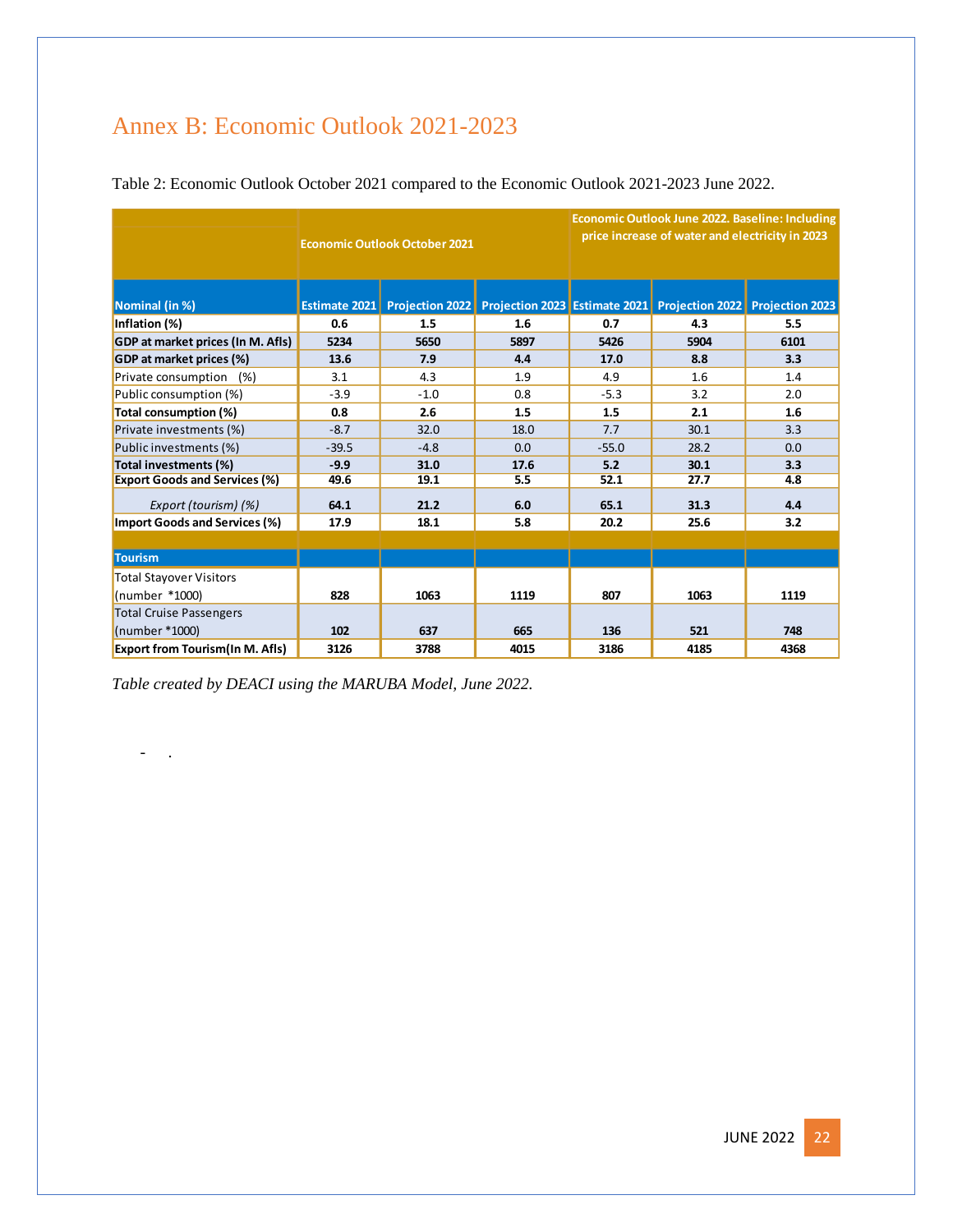# Annex B: Economic Outlook 2021-2023

Table 2: Economic Outlook October 2021 compared to the Economic Outlook 2021-2023 June 2022.

| | Economic Outlook October 2021 | | | Economic Outlook June 2022. Baseline: Including price increase of water and electricity in 2023 | | |
|---|---|---|---|---|---|---|
| **Nominal (in %)** | **Estimate 2021** | **Projection 2022** | **Projection 2023** | **Estimate 2021** | **Projection 2022** | **Projection 2023** |
| **Inflation (%)** | **0.6** | **1.5** | **1.6** | **0.7** | **4.3** | **5.5** |
| **GDP at market prices (In M. Afls)** | **5234** | **5650** | **5897** | **5426** | **5904** | **6101** |
| **GDP at market prices (%)** | **13.6** | **7.9** | **4.4** | **17.0** | **8.8** | **3.3** |
| Private consumption (%) | 3.1 | 4.3 | 1.9 | 4.9 | 1.6 | 1.4 |
| Public consumption (%) | -3.9 | -1.0 | 0.8 | -5.3 | 3.2 | 2.0 |
| **Total consumption (%)** | **0.8** | **2.6** | **1.5** | **1.5** | **2.1** | **1.6** |
| Private investments (%) | -8.7 | 32.0 | 18.0 | 7.7 | 30.1 | 3.3 |
| Public investments (%) | -39.5 | -4.8 | 0.0 | -55.0 | 28.2 | 0.0 |
| **Total investments (%)** | **-9.9** | **31.0** | **17.6** | **5.2** | **30.1** | **3.3** |
| **Export Goods and Services (%)** | **49.6** | **19.1** | **5.5** | **52.1** | **27.7** | **4.8** |
| *Export (tourism) (%)* | **64.1** | **21.2** | **6.0** | **65.1** | **31.3** | **4.4** |
| **Import Goods and Services (%)** | **17.9** | **18.1** | **5.8** | **20.2** | **25.6** | **3.2** |
| | | | | | | |
| **Tourism** | | | | | | |
| Total Stayover Visitors (number *1000) | **828** | **1063** | **1119** | **807** | **1063** | **1119** |
| Total Cruise Passengers (number *1000) | **102** | **637** | **665** | **136** | **521** | **748** |
| **Export from Tourism(In M. Afls)** | **3126** | **3788** | **4015** | **3186** | **4185** | **4368** |

*Table created by DEACI using the MARUBA Model, June 2022.*

- .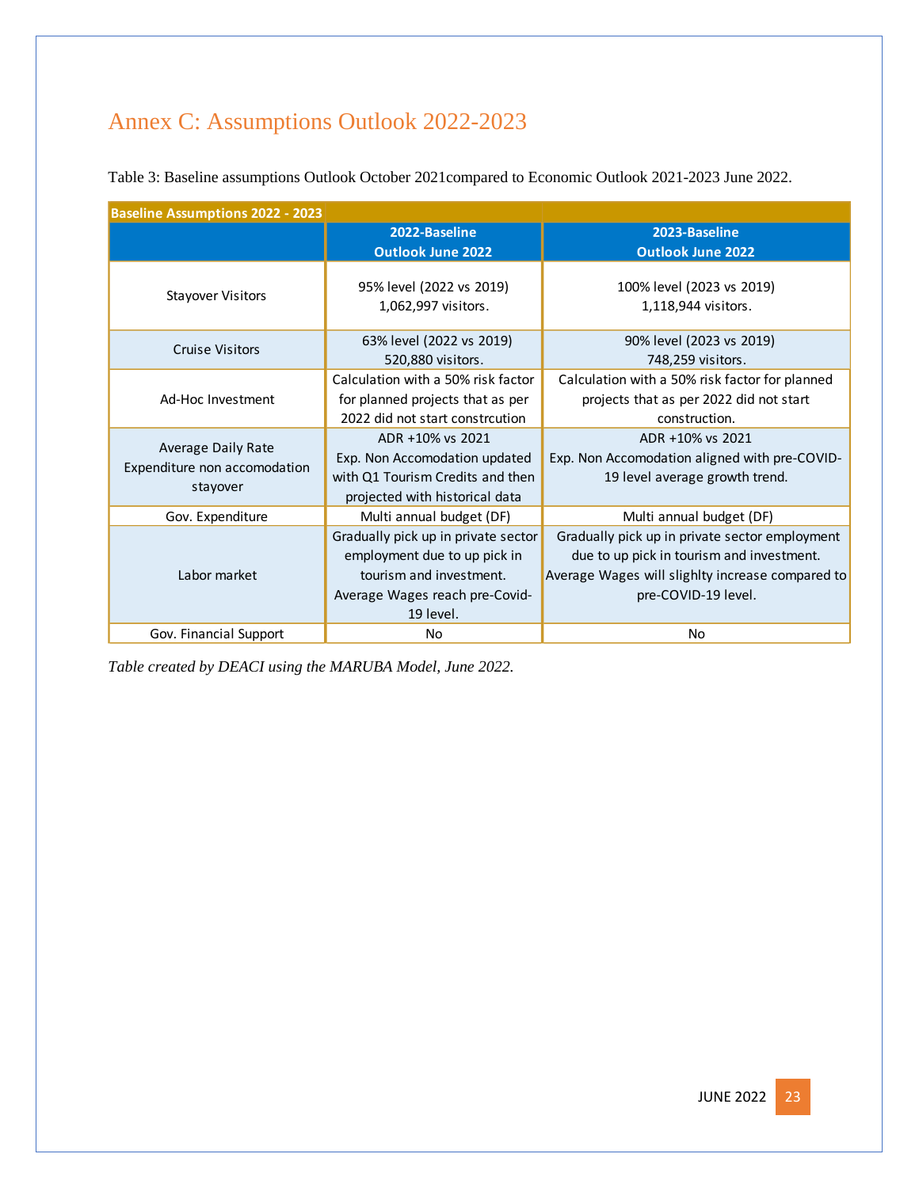# Annex C: Assumptions Outlook 2022-2023

Table 3: Baseline assumptions Outlook October 2021compared to Economic Outlook 2021-2023 June 2022.

| Baseline Assumptions 2022 - 2023 | | |
|---|---|---|
| | 2022-Baseline Outlook June 2022 | 2023-Baseline Outlook June 2022 |
| Stayover Visitors | 95% level (2022 vs 2019) 1,062,997 visitors. | 100% level (2023 vs 2019) 1,118,944 visitors. |
| Cruise Visitors | 63% level (2022 vs 2019) 520,880 visitors. | 90% level (2023 vs 2019) 748,259 visitors. |
| Ad-Hoc Investment | Calculation with a 50% risk factor for planned projects that as per 2022 did not start constrcution | Calculation with a 50% risk factor for planned projects that as per 2022 did not start construction. |
| Average Daily Rate Expenditure non accomodation stayover | ADR +10% vs 2021 Exp. Non Accomodation updated with Q1 Tourism Credits and then projected with historical data | ADR +10% vs 2021 Exp. Non Accomodation aligned with pre-COVID-19 level average growth trend. |
| Gov. Expenditure | Multi annual budget (DF) | Multi annual budget (DF) |
| Labor market | Gradually pick up in private sector employment due to up pick in tourism and investment. Average Wages reach pre-Covid-19 level. | Gradually pick up in private sector employment due to up pick in tourism and investment. Average Wages will slighlty increase compared to pre-COVID-19 level. |
| Gov. Financial Support | No | No |

*Table created by DEACI using the MARUBA Model, June 2022.*